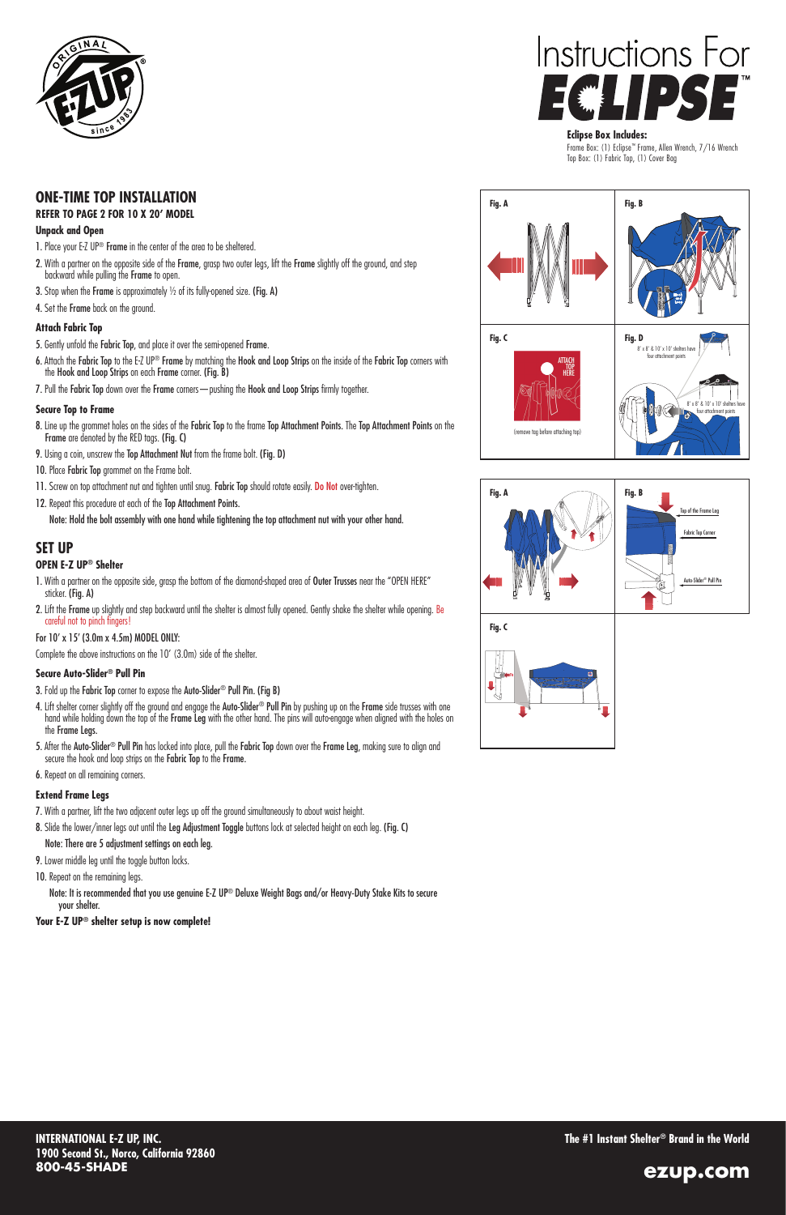# Instructions For ECLIPSE™

**Eclipse Box Includes:**
Frame Box: (1) Eclipse™ Frame, Allen Wrench, 7/16 Wrench
Top Box: (1) Fabric Top, (1) Cover Bag

## ONE-TIME TOP INSTALLATION

**REFER TO PAGE 2 FOR 10 X 20' MODEL**

### Unpack and Open

1. Place your E-Z UP® **Frame** in the center of the area to be sheltered.
2. With a partner on the opposite side of the **Frame**, grasp two outer legs, lift the **Frame** slightly off the ground, and step backward while pulling the **Frame** to open.
3. Stop when the **Frame** is approximately ½ of its fully-opened size. **(Fig. A)**
4. Set the **Frame** back on the ground.

### Attach Fabric Top

5. Gently unfold the **Fabric Top**, and place it over the semi-opened **Frame**.
6. Attach the **Fabric Top** to the E-Z UP® **Frame** by matching the **Hook and Loop Strips** on the inside of the **Fabric Top** corners with the **Hook and Loop Strips** on each **Frame** corner. **(Fig. B)**
7. Pull the **Fabric Top** down over the **Frame** corners—pushing the **Hook and Loop Strips** firmly together.

### Secure Top to Frame

8. Line up the grommet holes on the sides of the **Fabric Top** to the frame **Top Attachment Points**. The **Top Attachment Points** on the **Frame** are denoted by the RED tags. **(Fig. C)**
9. Using a coin, unscrew the **Top Attachment Nut** from the frame bolt. **(Fig. D)**
10. Place **Fabric Top** grommet on the Frame bolt.
11. Screw on top attachment nut and tighten until snug. **Fabric Top** should rotate easily. **Do Not** over-tighten.
12. Repeat this procedure at each of the **Top Attachment Points.**

**Note: Hold the bolt assembly with one hand while tightening the top attachment nut with your other hand.**

Fig. A

Fig. B

Fig. C

ATTACH TOP HERE

(remove tag before attaching top)

Fig. D

8' x 8' & 10' x 10' shelters have four attachment points

8' x 8' & 10' x 10' shelters have four attachment points

## SET UP

### OPEN E-Z UP® Shelter

1. With a partner on the opposite side, grasp the bottom of the diamond-shaped area of **Outer Trusses** near the "OPEN HERE" sticker. **(Fig. A)**
2. Lift the **Frame** up slightly and step backward until the shelter is almost fully opened. Gently shake the shelter while opening. Be careful not to pinch fingers!

For 10' x 15' (3.0m x 4.5m) MODEL ONLY:

Complete the above instructions on the 10' (3.0m) side of the shelter.

### Secure Auto-Slider® Pull Pin

3. Fold up the **Fabric Top** corner to expose the **Auto-Slider® Pull Pin**. **(Fig B)**
4. Lift shelter corner slightly off the ground and engage the **Auto-Slider® Pull Pin** by pushing up on the **Frame** side trusses with one hand while holding down the top of the **Frame Leg** with the other hand. The pins will auto-engage when aligned with the holes on the **Frame Legs.**
5. After the **Auto-Slider® Pull Pin** has locked into place, pull the **Fabric Top** down over the **Frame Leg**, making sure to align and secure the hook and loop strips on the **Fabric Top** to the **Frame.**
6. Repeat on all remaining corners.

### Extend Frame Legs

7. With a partner, lift the two adjacent outer legs up off the ground simultaneously to about waist height.
8. Slide the lower/inner legs out until the **Leg Adjustment Toggle** buttons lock at selected height on each leg. **(Fig. C)**

   **Note: There are 5 adjustment settings on each leg.**

9. Lower middle leg until the toggle button locks.
10. Repeat on the remaining legs.

    **Note: It is recommended that you use genuine E-Z UP® Deluxe Weight Bags and/or Heavy-Duty Stake Kits to secure your shelter.**

**Your E-Z UP® shelter setup is now complete!**

Fig. A

Fig. B

Top of the Frame Leg

Fabric Top Corner

Auto-Slider® Pull Pin

Fig. C

**INTERNATIONAL E-Z UP, INC.**
**1900 Second St., Norco, California 92860**
**800-45-SHADE**

**The #1 Instant Shelter® Brand in the World**

**ezup.com**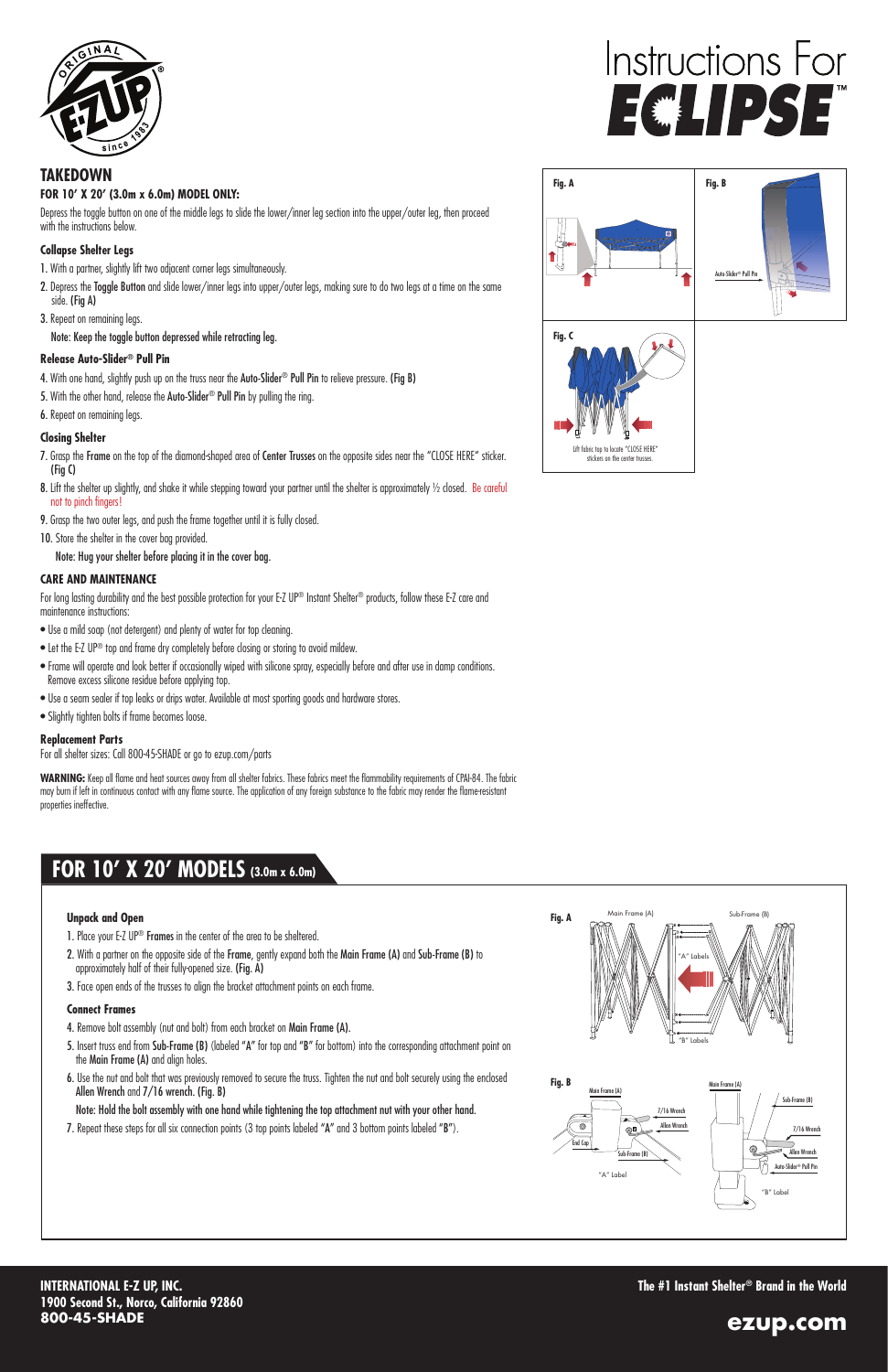# Instructions For ECLIPSE™

## TAKEDOWN

### FOR 10' X 20' (3.0m x 6.0m) MODEL ONLY:

Depress the toggle button on one of the middle legs to slide the lower/inner leg section into the upper/outer leg, then proceed with the instructions below.

### Collapse Shelter Legs

1. With a partner, slightly lift two adjacent corner legs simultaneously.
2. Depress the **Toggle Button** and slide lower/inner legs into upper/outer legs, making sure to do two legs at a time on the same side. **(Fig A)**
3. Repeat on remaining legs.

**Note: Keep the toggle button depressed while retracting leg.**

### Release Auto-Slider® Pull Pin

4. With one hand, slightly push up on the truss near the **Auto-Slider® Pull Pin** to relieve pressure. **(Fig B)**
5. With the other hand, release the **Auto-Slider® Pull Pin** by pulling the ring.
6. Repeat on remaining legs.

### Closing Shelter

7. Grasp the **Frame** on the top of the diamond-shaped area of **Center Trusses** on the opposite sides near the "CLOSE HERE" sticker. **(Fig C)**
8. Lift the shelter up slightly, and shake it while stepping toward your partner until the shelter is approximately ½ closed. Be careful not to pinch fingers!
9. Grasp the two outer legs, and push the frame together until it is fully closed.
10. Store the shelter in the cover bag provided.

**Note: Hug your shelter before placing it in the cover bag.**

Fig. A

Fig. B

Auto-Slider® Pull Pin

Fig. C

Lift fabric top to locate "CLOSE HERE" stickers on the center trusses.

## CARE AND MAINTENANCE

For long lasting durability and the best possible protection for your E-Z UP® Instant Shelter® products, follow these E-Z care and maintenance instructions:

- Use a mild soap (not detergent) and plenty of water for top cleaning.
- Let the E-Z UP® top and frame dry completely before closing or storing to avoid mildew.
- Frame will operate and look better if occasionally wiped with silicone spray, especially before and after use in damp conditions. Remove excess silicone residue before applying top.
- Use a seam sealer if top leaks or drips water. Available at most sporting goods and hardware stores.
- Slightly tighten bolts if frame becomes loose.

### Replacement Parts

For all shelter sizes: Call 800-45-SHADE or go to ezup.com/parts

**WARNING:** Keep all flame and heat sources away from all shelter fabrics. These fabrics meet the flammability requirements of CPAI-84. The fabric may burn if left in continuous contact with any flame source. The application of any foreign substance to the fabric may render the flame-resistant properties ineffective.

## FOR 10' X 20' MODELS (3.0m x 6.0m)

### Unpack and Open

1. Place your E-Z UP® **Frames** in the center of the area to be sheltered.
2. With a partner on the opposite side of the **Frame**, gently expand both the **Main Frame (A)** and **Sub-Frame (B)** to approximately half of their fully-opened size. **(Fig. A)**
3. Face open ends of the trusses to align the bracket attachment points on each frame.

### Connect Frames

4. Remove bolt assembly (nut and bolt) from each bracket on **Main Frame (A)**.
5. Insert truss end from **Sub-Frame (B)** (labeled "A" for top and "B" for bottom) into the corresponding attachment point on the **Main Frame (A)** and align holes.
6. Use the nut and bolt that was previously removed to secure the truss. Tighten the nut and bolt securely using the enclosed **Allen Wrench** and **7/16 wrench. (Fig. B)**

**Note: Hold the bolt assembly with one hand while tightening the top attachment nut with your other hand.**

7. Repeat these steps for all six connection points (3 top points labeled "A" and 3 bottom points labeled "B").

Fig. A

Main Frame (A)

Sub-Frame (B)

"A" Labels

"B" Labels

Fig. B

Main Frame (A)

7/16 Wrench

Allen Wrench

End Cap

Sub-Frame (B)

"A" Label

Main Frame (A)

Sub-Frame (B)

7/16 Wrench

Allen Wrench

Auto-Slider® Pull Pin

"B" Label

**INTERNATIONAL E-Z UP, INC.**
**1900 Second St., Norco, California 92860**
**800-45-SHADE**

**The #1 Instant Shelter® Brand in the World**

**ezup.com**